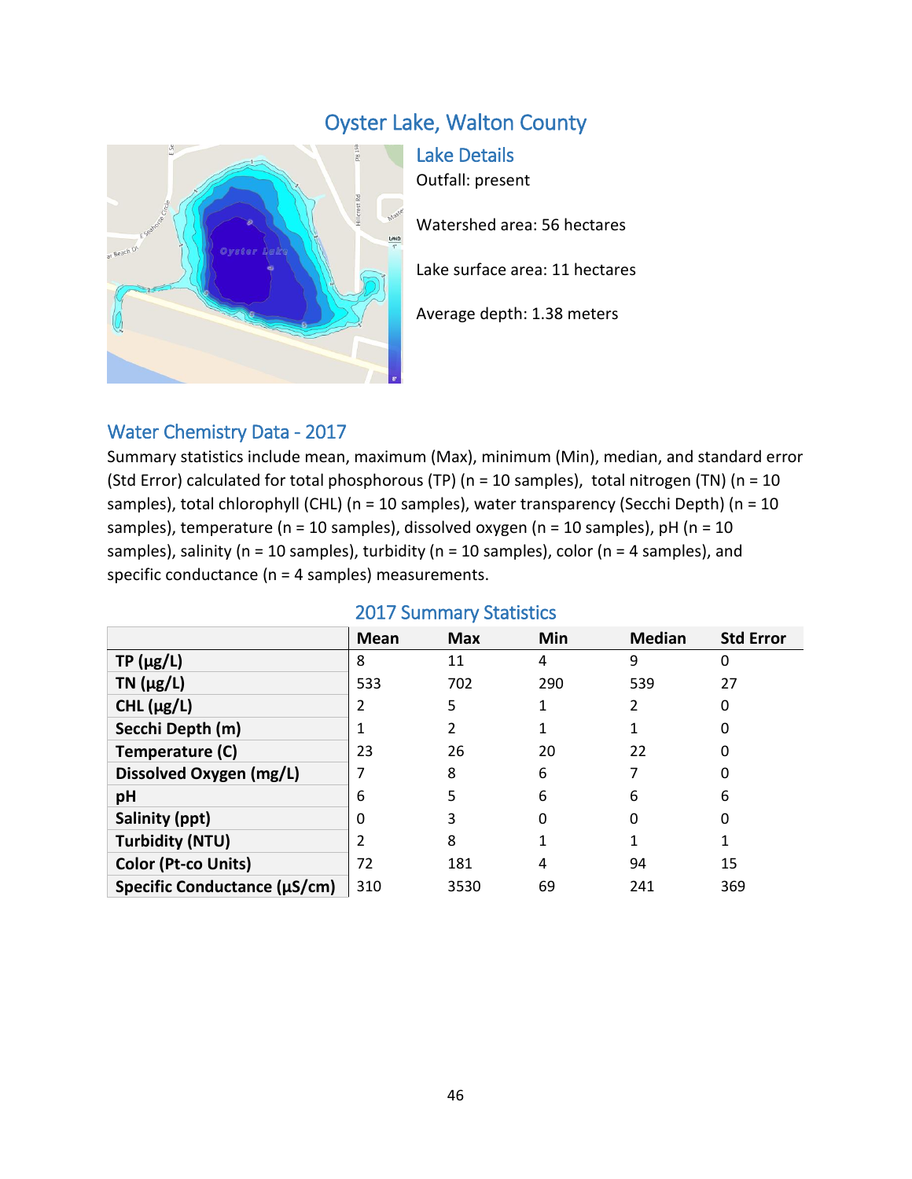# Oyster Lake, Walton County

## Lake Details

Outfall: present

Watershed area: 56 hectares

Lake surface area: 11 hectares

Average depth: 1.38 meters

## Water Chemistry Data - 2017

Summary statistics include mean, maximum (Max), minimum (Min), median, and standard error (Std Error) calculated for total phosphorous (TP) (n = 10 samples), total nitrogen (TN) (n = 10 samples), total chlorophyll (CHL) (n = 10 samples), water transparency (Secchi Depth) (n = 10 samples), temperature (n = 10 samples), dissolved oxygen (n = 10 samples), pH (n = 10 samples), salinity (n = 10 samples), turbidity (n = 10 samples), color (n = 4 samples), and specific conductance (n = 4 samples) measurements.

### 2017 Summary Statistics

| | Mean | Max | Min | Median | Std Error |
|---|---|---|---|---|---|
| **TP (µg/L)** | 8 | 11 | 4 | 9 | 0 |
| **TN (µg/L)** | 533 | 702 | 290 | 539 | 27 |
| **CHL (µg/L)** | 2 | 5 | 1 | 2 | 0 |
| **Secchi Depth (m)** | 1 | 2 | 1 | 1 | 0 |
| **Temperature (C)** | 23 | 26 | 20 | 22 | 0 |
| **Dissolved Oxygen (mg/L)** | 7 | 8 | 6 | 7 | 0 |
| **pH** | 6 | 5 | 6 | 6 | 6 |
| **Salinity (ppt)** | 0 | 3 | 0 | 0 | 0 |
| **Turbidity (NTU)** | 2 | 8 | 1 | 1 | 1 |
| **Color (Pt-co Units)** | 72 | 181 | 4 | 94 | 15 |
| **Specific Conductance (µS/cm)** | 310 | 3530 | 69 | 241 | 369 |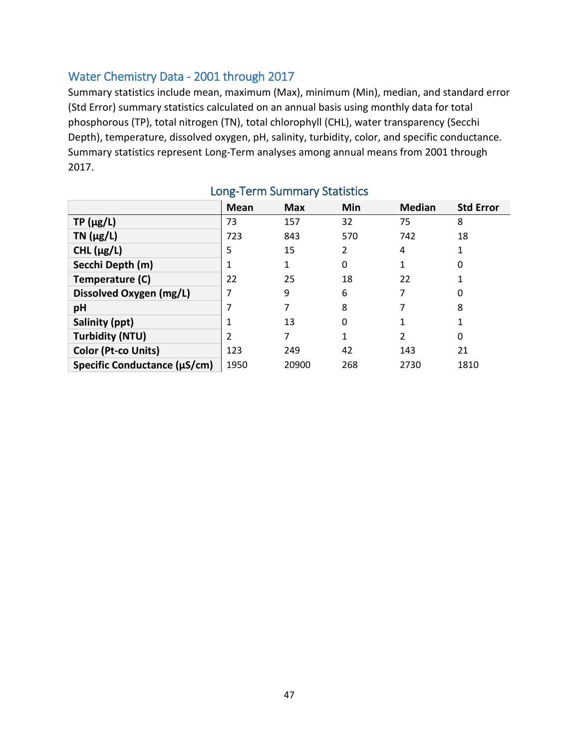## Water Chemistry Data - 2001 through 2017

Summary statistics include mean, maximum (Max), minimum (Min), median, and standard error (Std Error) summary statistics calculated on an annual basis using monthly data for total phosphorous (TP), total nitrogen (TN), total chlorophyll (CHL), water transparency (Secchi Depth), temperature, dissolved oxygen, pH, salinity, turbidity, color, and specific conductance. Summary statistics represent Long-Term analyses among annual means from 2001 through 2017.

### Long-Term Summary Statistics

| | Mean | Max | Min | Median | Std Error |
|---|---|---|---|---|---|
| **TP (µg/L)** | 73 | 157 | 32 | 75 | 8 |
| **TN (µg/L)** | 723 | 843 | 570 | 742 | 18 |
| **CHL (µg/L)** | 5 | 15 | 2 | 4 | 1 |
| **Secchi Depth (m)** | 1 | 1 | 0 | 1 | 0 |
| **Temperature (C)** | 22 | 25 | 18 | 22 | 1 |
| **Dissolved Oxygen (mg/L)** | 7 | 9 | 6 | 7 | 0 |
| **pH** | 7 | 7 | 8 | 7 | 8 |
| **Salinity (ppt)** | 1 | 13 | 0 | 1 | 1 |
| **Turbidity (NTU)** | 2 | 7 | 1 | 2 | 0 |
| **Color (Pt-co Units)** | 123 | 249 | 42 | 143 | 21 |
| **Specific Conductance (µS/cm)** | 1950 | 20900 | 268 | 2730 | 1810 |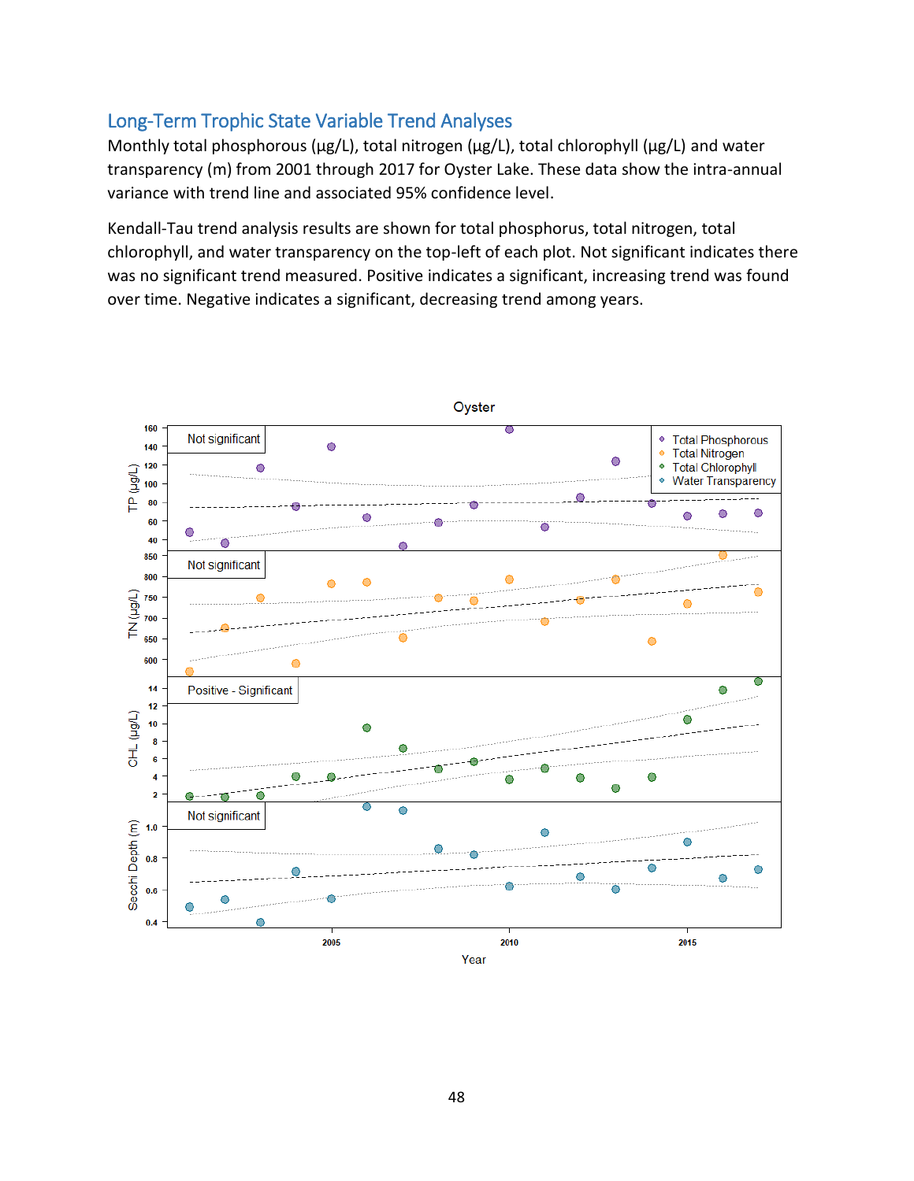## Long-Term Trophic State Variable Trend Analyses

Monthly total phosphorous (µg/L), total nitrogen (µg/L), total chlorophyll (µg/L) and water transparency (m) from 2001 through 2017 for Oyster Lake. These data show the intra-annual variance with trend line and associated 95% confidence level.

Kendall-Tau trend analysis results are shown for total phosphorus, total nitrogen, total chlorophyll, and water transparency on the top-left of each plot. Not significant indicates there was no significant trend measured. Positive indicates a significant, increasing trend was found over time. Negative indicates a significant, decreasing trend among years.

Oyster

Total Phosphorous
Total Nitrogen
Total Chlorophyll
Water Transparency

TP (µg/L)
160
140
120
100
80
60
40
Not significant

TN (µg/L)
850
800
750
700
650
600
Not significant

CHL (µg/L)
14
12
10
8
6
4
2
Positive - Significant

Secchi Depth (m)
1.0
0.8
0.6
0.4
Not significant

2005
2010
2015
Year